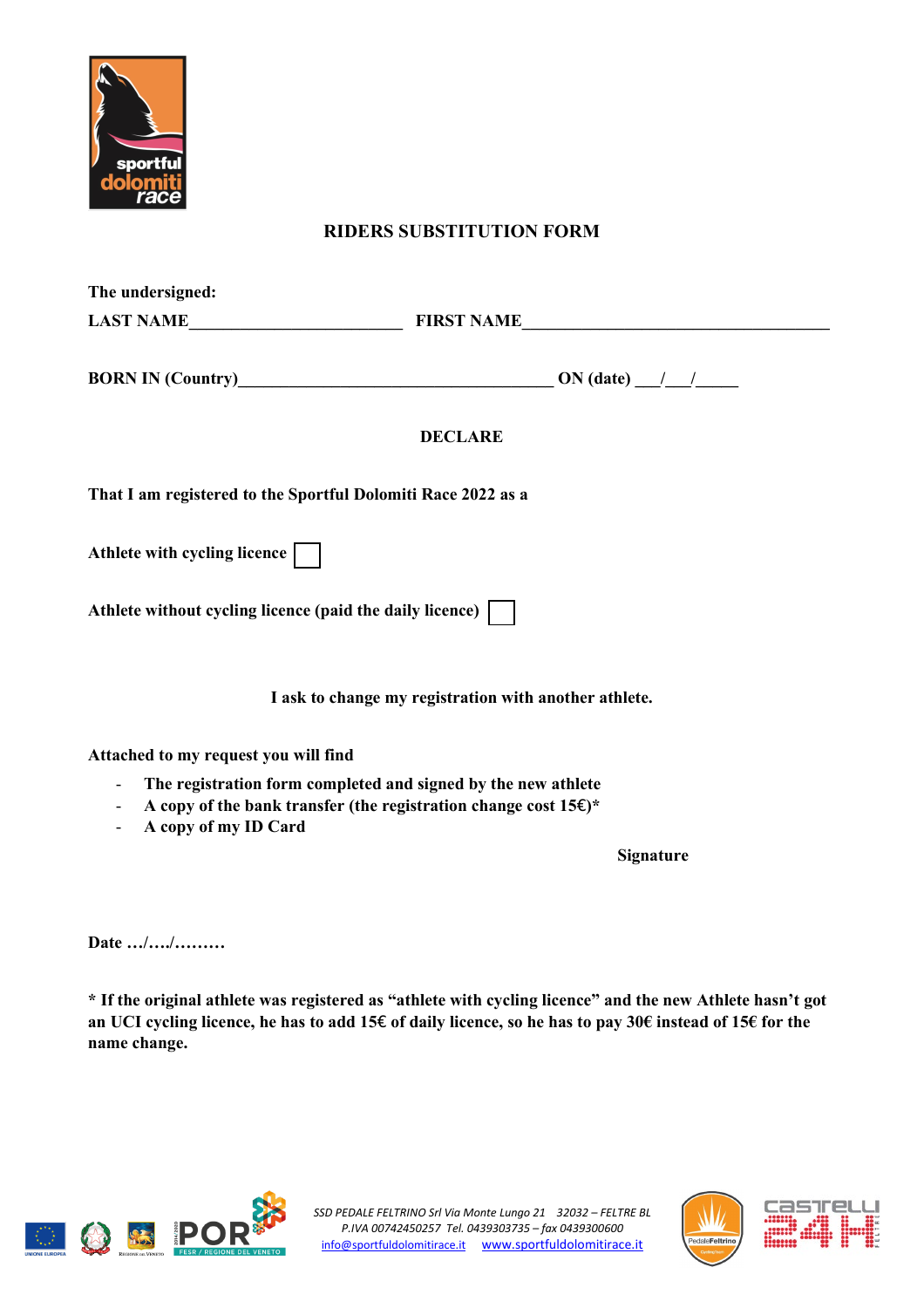## RIDERS SUBSTITUTION FORM

**The undersigned:**

**LAST NAME**_________________________ **FIRST NAME**____________________________________

**BORN IN (Country)**_____________________________________ **ON (date)** ___/___/_____

**DECLARE**

**That I am registered to the Sportful Dolomiti Race 2022 as a**

**Athlete with cycling licence** ☐

**Athlete without cycling licence (paid the daily licence)** ☐

**I ask to change my registration with another athlete.**

**Attached to my request you will find**

- **The registration form completed and signed by the new athlete**
- **A copy of the bank transfer (the registration change cost 15€)***
- **A copy of my ID Card**

**Signature**

**Date …/…./………**

**\* If the original athlete was registered as "athlete with cycling licence" and the new Athlete hasn't got an UCI cycling licence, he has to add 15€ of daily licence, so he has to pay 30€ instead of 15€ for the name change.**

*SSD PEDALE FELTRINO Srl Via Monte Lungo 21 32032 – FELTRE BL*
*P.IVA 00742450257 Tel. 0439303735 – fax 0439300600*
info@sportfuldolomitirace.it www.sportfuldolomitirace.it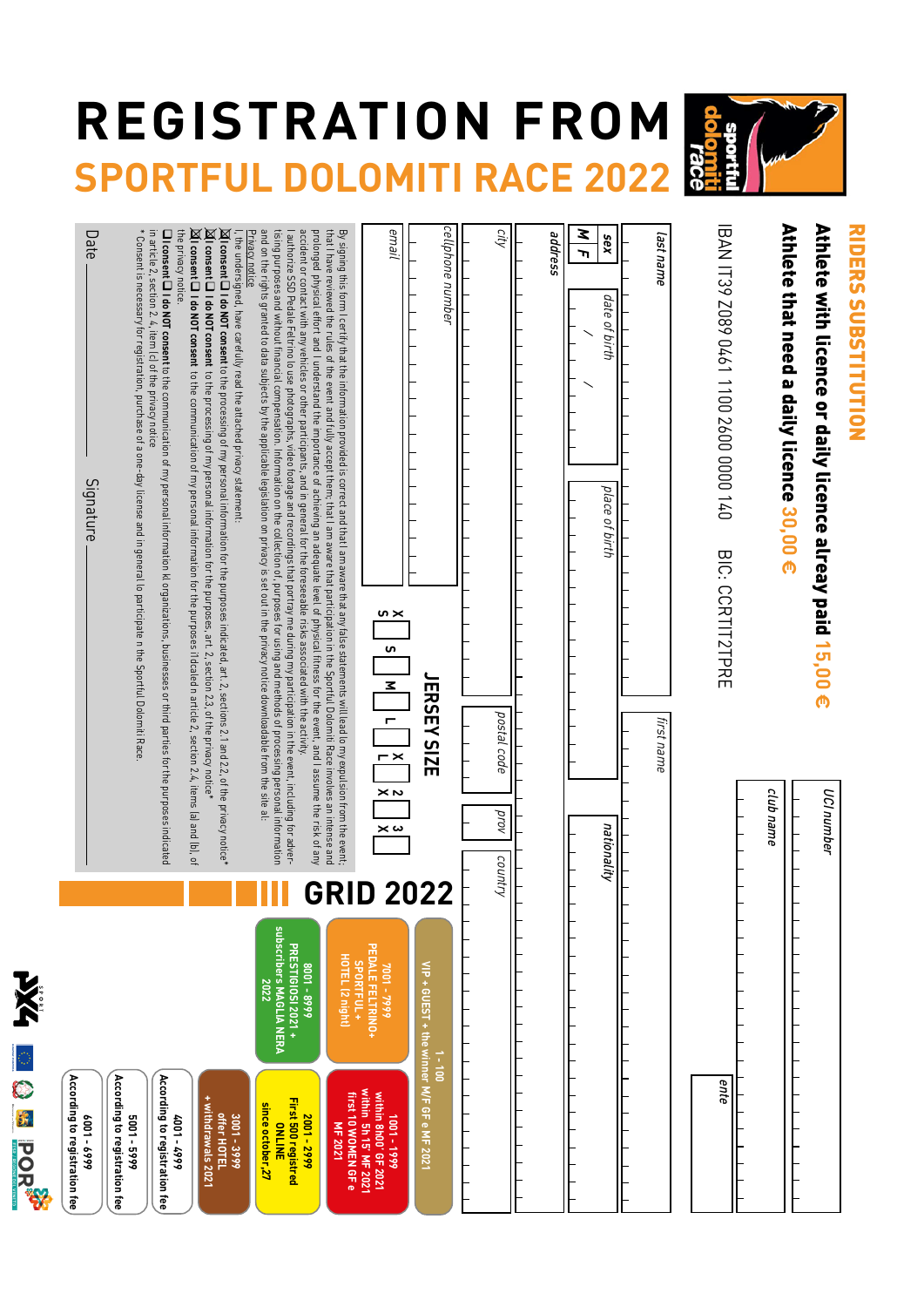# REGISTRATION FROM

## SPORTFUL DOLOMITI RACE 2022

**RIDERS SUBSTITUTION**

**Athlete with licence or daily licence alreay paid 15,00 €**

**Athlete that need a daily licence 30,00 €**

IBAN IT39 Z089 0461 1100 2600 0000 140 BIC: CCRTIT2TPRE

UCI number

club name

ente

last name

first name

sex M F

date of birth / /

place of birth

nationality

address

city

postal code

prov

country

cellphone number

email

**JERSEY SIZE**

XS S M L XL 2XL 3XL

By signing this form I certify that the information provided is correct and that I am aware that any false statements will lead to my expulsion from the event; that I have reviewed the rules of the event and fully accept them; that I am aware that participation in the Sportful Dolomiti Race involves an intense and prolonged physical effort and I understand the importance of achieving an adequate level of physical fitness for the event, and I assume the risk of any accident or contact with any vehicles or other participants, and in general for the foreseeable risks associated with the activity.

I authorize SSD Pedale Feltrino to use photographs, video footage and recordings that portray me during my participation in the event, including for advertising purposes and without financial compensation. Information on the collection of, purposes for using and methods of processing personal information and on the rights granted to data subjects by the applicable legislation on privacy is set out in the privacy notice downloadable from the site at:

Privacy notice

I, the undersigned, have carefully read the attached privacy statement:

☒ **I consent** ☐ **I do NOT consent** to the processing of my personal information for the purposes indicated, art. 2, sections 2.1 and 2.2, of the privacy notice*

☒ **I consent** ☐ **I do NOT consent** to the processing of my personal information for the purposes, art. 2, section 2.3, of the privacy notice*

☒ **I consent** ☐ **I do NOT consent** to the communication of my personal information for the purposes indicated in article 2, section 2.4, items (a) and (b), of the privacy notice.

☐ **I consent** ☐ **I do NOT consent** to the communication of my personal information to organizations, businesses or third parties for the purposes indicated in article 2, section 2.4, item (c) of the privacy notice

\* Consent is necessary for registration, purchase of a one-day license and in general to participate in the Sportful Dolomiti Race.

Date ____________ Signature ____________

## GRID 2022

- 1 - 100 VIP + GUEST + the winner M/F GF e MF 2021
- 7001 - 7999 PEDALE FELTRINO+ SPORTFUL + HOTEL (2 night)
- 1001 - 1999 within 8h00' GF 2021 within 5h 15' MF 2021 first 10 WOMEN GF e MF 2021
- 8001 - 8999 PRESTIGIOSI 2021 + subscribers MAGLIA NERA 2022
- 2001 - 2999 First 500 registred ONLINE since october,27
- 3001 - 3999 after HOTEL + withdrawals 2021
- 4001 - 4999 According to registration fee
- 5001 - 5999 According to registration fee
- 6001 - 6999 According to registration fee